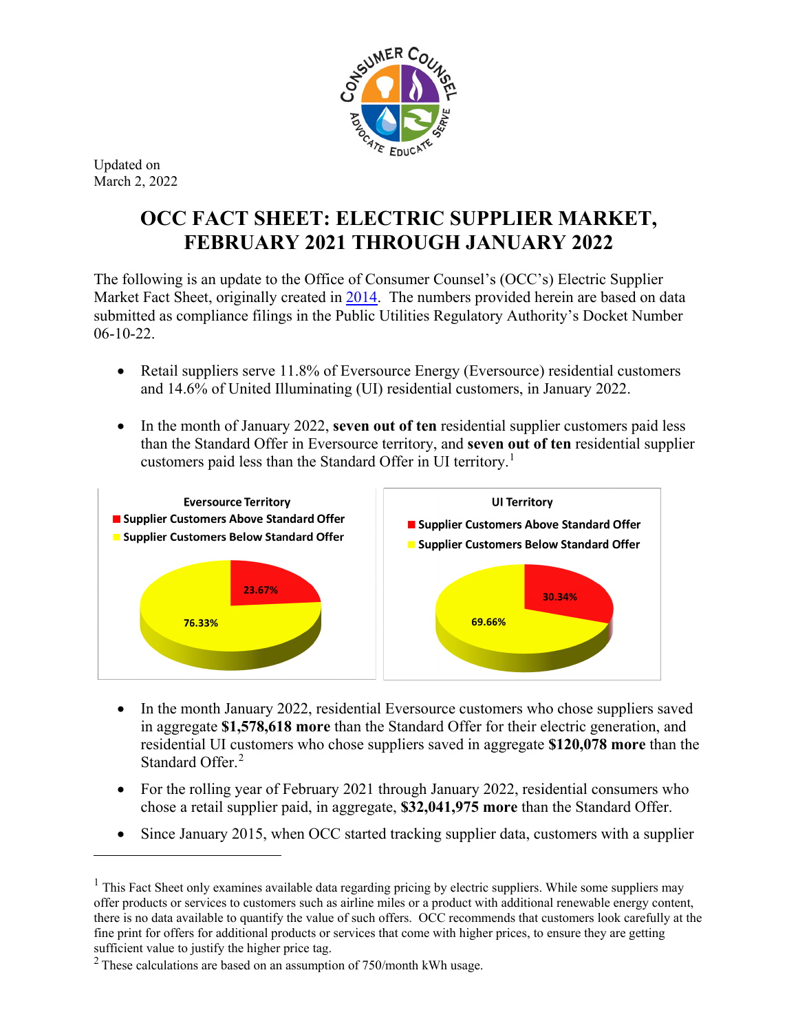Updated on
March 2, 2022

# OCC FACT SHEET: ELECTRIC SUPPLIER MARKET, FEBRUARY 2021 THROUGH JANUARY 2022

The following is an update to the Office of Consumer Counsel's (OCC's) Electric Supplier Market Fact Sheet, originally created in 2014. The numbers provided herein are based on data submitted as compliance filings in the Public Utilities Regulatory Authority's Docket Number 06-10-22.

- Retail suppliers serve 11.8% of Eversource Energy (Eversource) residential customers and 14.6% of United Illuminating (UI) residential customers, in January 2022.
- In the month of January 2022, **seven out of ten** residential supplier customers paid less than the Standard Offer in Eversource territory, and **seven out of ten** residential supplier customers paid less than the Standard Offer in UI territory.[1]

**Eversource Territory**

- Supplier Customers Above Standard Offer: 23.67%
- Supplier Customers Below Standard Offer: 76.33%

**UI Territory**

- Supplier Customers Above Standard Offer: 30.34%
- Supplier Customers Below Standard Offer: 69.66%

- In the month January 2022, residential Eversource customers who chose suppliers saved in aggregate **$1,578,618 more** than the Standard Offer for their electric generation, and residential UI customers who chose suppliers saved in aggregate **$120,078 more** than the Standard Offer.[2]
- For the rolling year of February 2021 through January 2022, residential consumers who chose a retail supplier paid, in aggregate, **$32,041,975 more** than the Standard Offer.
- Since January 2015, when OCC started tracking supplier data, customers with a supplier

---

[1] This Fact Sheet only examines available data regarding pricing by electric suppliers. While some suppliers may offer products or services to customers such as airline miles or a product with additional renewable energy content, there is no data available to quantify the value of such offers. OCC recommends that customers look carefully at the fine print for offers for additional products or services that come with higher prices, to ensure they are getting sufficient value to justify the higher price tag.

[2] These calculations are based on an assumption of 750/month kWh usage.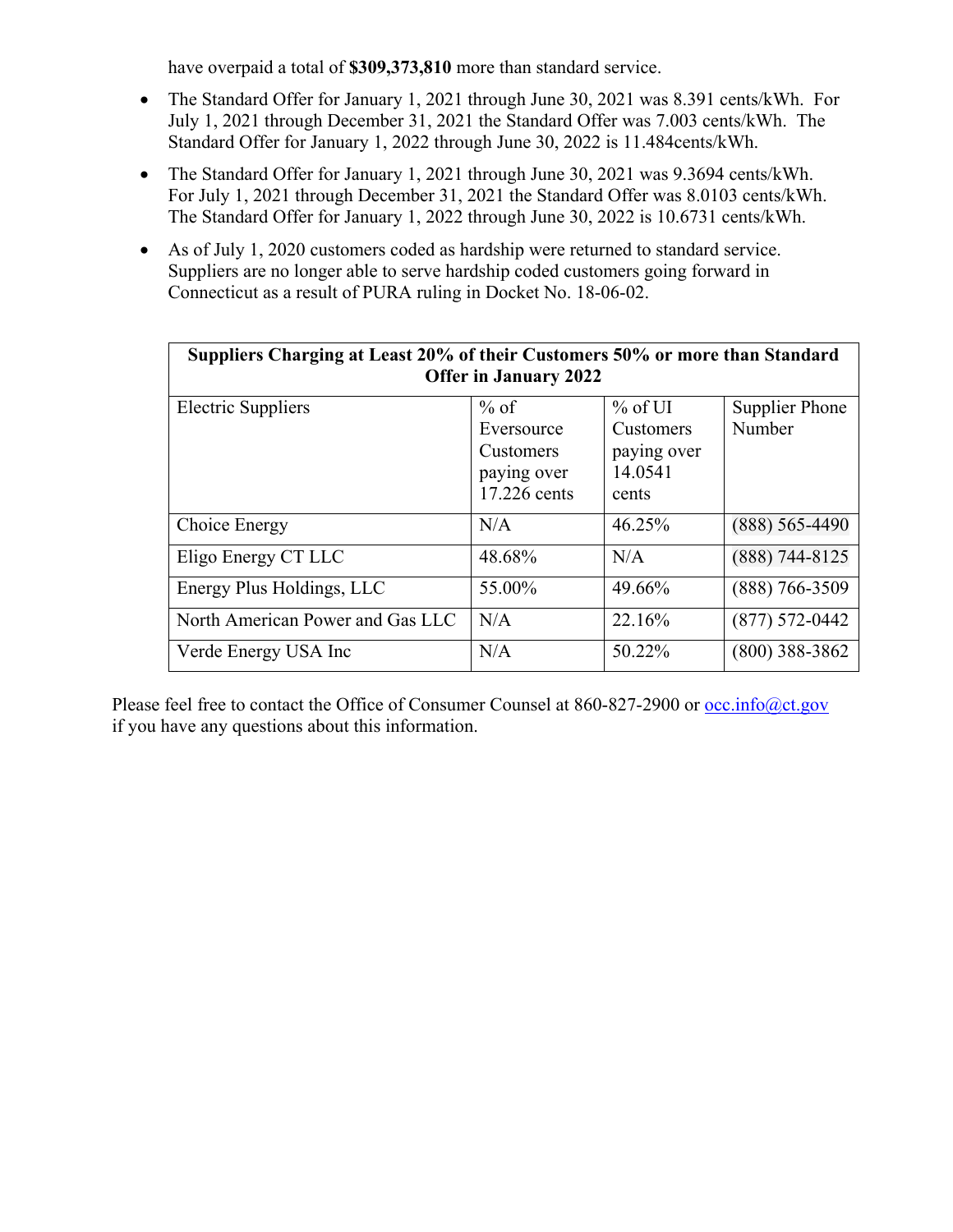have overpaid a total of **$309,373,810** more than standard service.

- The Standard Offer for January 1, 2021 through June 30, 2021 was 8.391 cents/kWh. For July 1, 2021 through December 31, 2021 the Standard Offer was 7.003 cents/kWh. The Standard Offer for January 1, 2022 through June 30, 2022 is 11.484cents/kWh.
- The Standard Offer for January 1, 2021 through June 30, 2021 was 9.3694 cents/kWh. For July 1, 2021 through December 31, 2021 the Standard Offer was 8.0103 cents/kWh. The Standard Offer for January 1, 2022 through June 30, 2022 is 10.6731 cents/kWh.
- As of July 1, 2020 customers coded as hardship were returned to standard service. Suppliers are no longer able to serve hardship coded customers going forward in Connecticut as a result of PURA ruling in Docket No. 18-06-02.

| **Suppliers Charging at Least 20% of their Customers 50% or more than Standard Offer in January 2022** | | | |
|---|---|---|---|
| Electric Suppliers | % of Eversource Customers paying over 17.226 cents | % of UI Customers paying over 14.0541 cents | Supplier Phone Number |
| Choice Energy | N/A | 46.25% | (888) 565-4490 |
| Eligo Energy CT LLC | 48.68% | N/A | (888) 744-8125 |
| Energy Plus Holdings, LLC | 55.00% | 49.66% | (888) 766-3509 |
| North American Power and Gas LLC | N/A | 22.16% | (877) 572-0442 |
| Verde Energy USA Inc | N/A | 50.22% | (800) 388-3862 |

Please feel free to contact the Office of Consumer Counsel at 860-827-2900 or occ.info@ct.gov if you have any questions about this information.